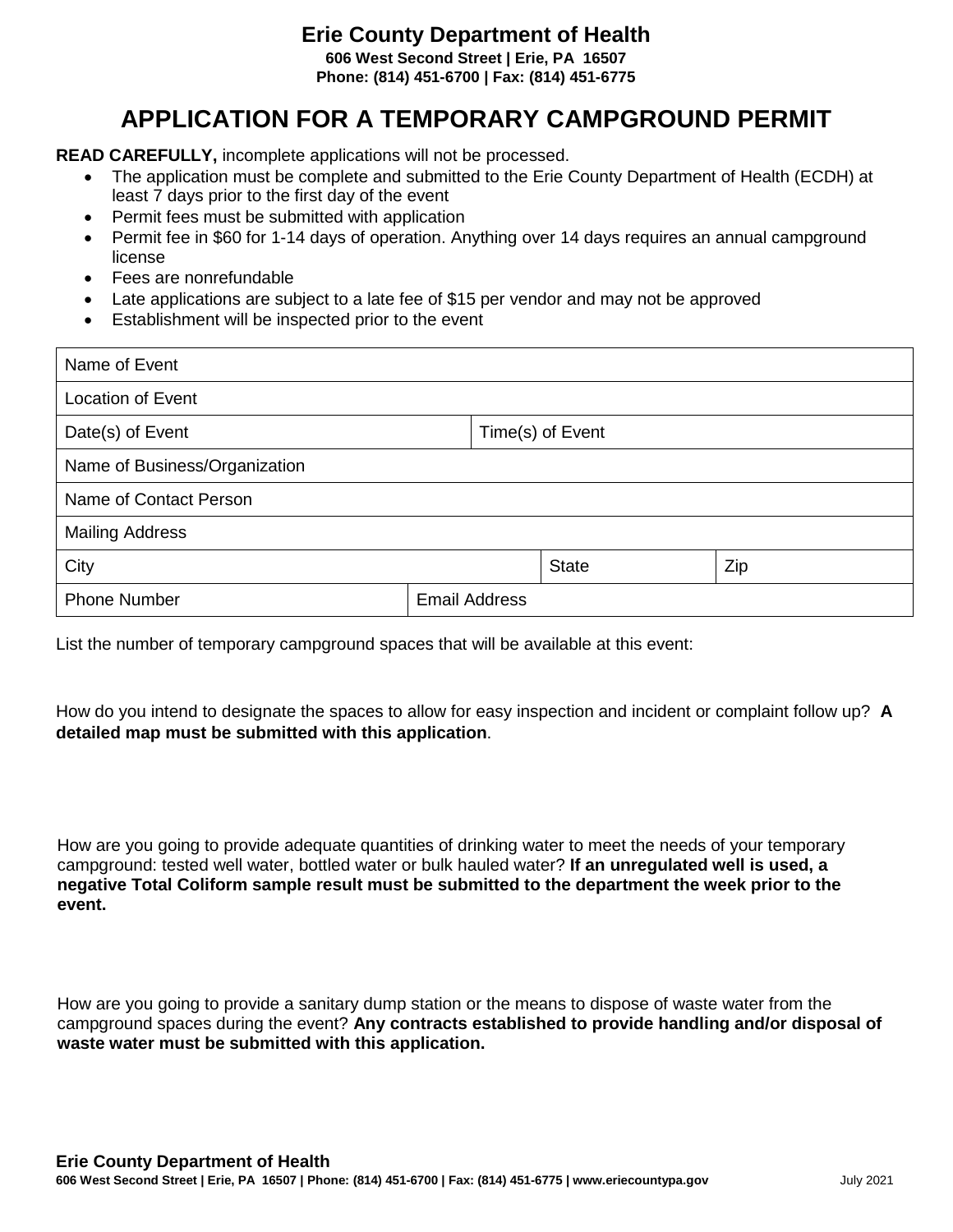# Erie County Department of Health

**606 West Second Street | Erie, PA 16507**
**Phone: (814) 451-6700 | Fax: (814) 451-6775**

## APPLICATION FOR A TEMPORARY CAMPGROUND PERMIT

**READ CAREFULLY,** incomplete applications will not be processed.

- The application must be complete and submitted to the Erie County Department of Health (ECDH) at least 7 days prior to the first day of the event
- Permit fees must be submitted with application
- Permit fee in $60 for 1-14 days of operation. Anything over 14 days requires an annual campground license
- Fees are nonrefundable
- Late applications are subject to a late fee of $15 per vendor and may not be approved
- Establishment will be inspected prior to the event

| Name of Event | | | |
|---|---|---|---|
| Location of Event | | | |
| Date(s) of Event | Time(s) of Event | | |
| Name of Business/Organization | | | |
| Name of Contact Person | | | |
| Mailing Address | | | |
| City | | State | Zip |
| Phone Number | Email Address | | |

List the number of temporary campground spaces that will be available at this event:

How do you intend to designate the spaces to allow for easy inspection and incident or complaint follow up? **A detailed map must be submitted with this application**.

How are you going to provide adequate quantities of drinking water to meet the needs of your temporary campground: tested well water, bottled water or bulk hauled water? **If an unregulated well is used, a negative Total Coliform sample result must be submitted to the department the week prior to the event.**

How are you going to provide a sanitary dump station or the means to dispose of waste water from the campground spaces during the event? **Any contracts established to provide handling and/or disposal of waste water must be submitted with this application.**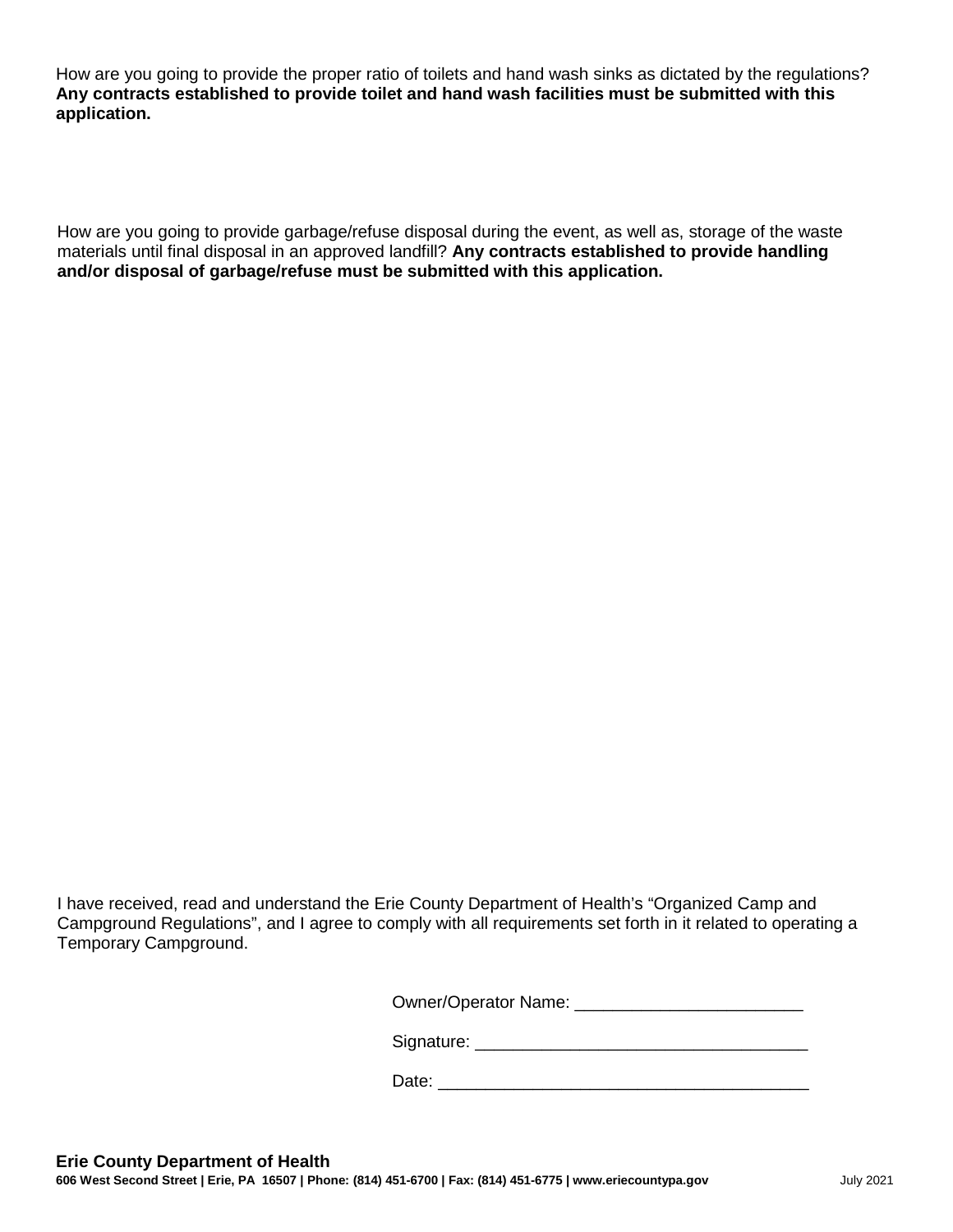How are you going to provide the proper ratio of toilets and hand wash sinks as dictated by the regulations? **Any contracts established to provide toilet and hand wash facilities must be submitted with this application.**

How are you going to provide garbage/refuse disposal during the event, as well as, storage of the waste materials until final disposal in an approved landfill? **Any contracts established to provide handling and/or disposal of garbage/refuse must be submitted with this application.**

I have received, read and understand the Erie County Department of Health's "Organized Camp and Campground Regulations", and I agree to comply with all requirements set forth in it related to operating a Temporary Campground.

Owner/Operator Name: ________________________

Signature: ___________________________________

Date: ______________________________________

**Erie County Department of Health**

**606 West Second Street | Erie, PA 16507 | Phone: (814) 451-6700 | Fax: (814) 451-6775 | www.eriecountypa.gov**

July 2021